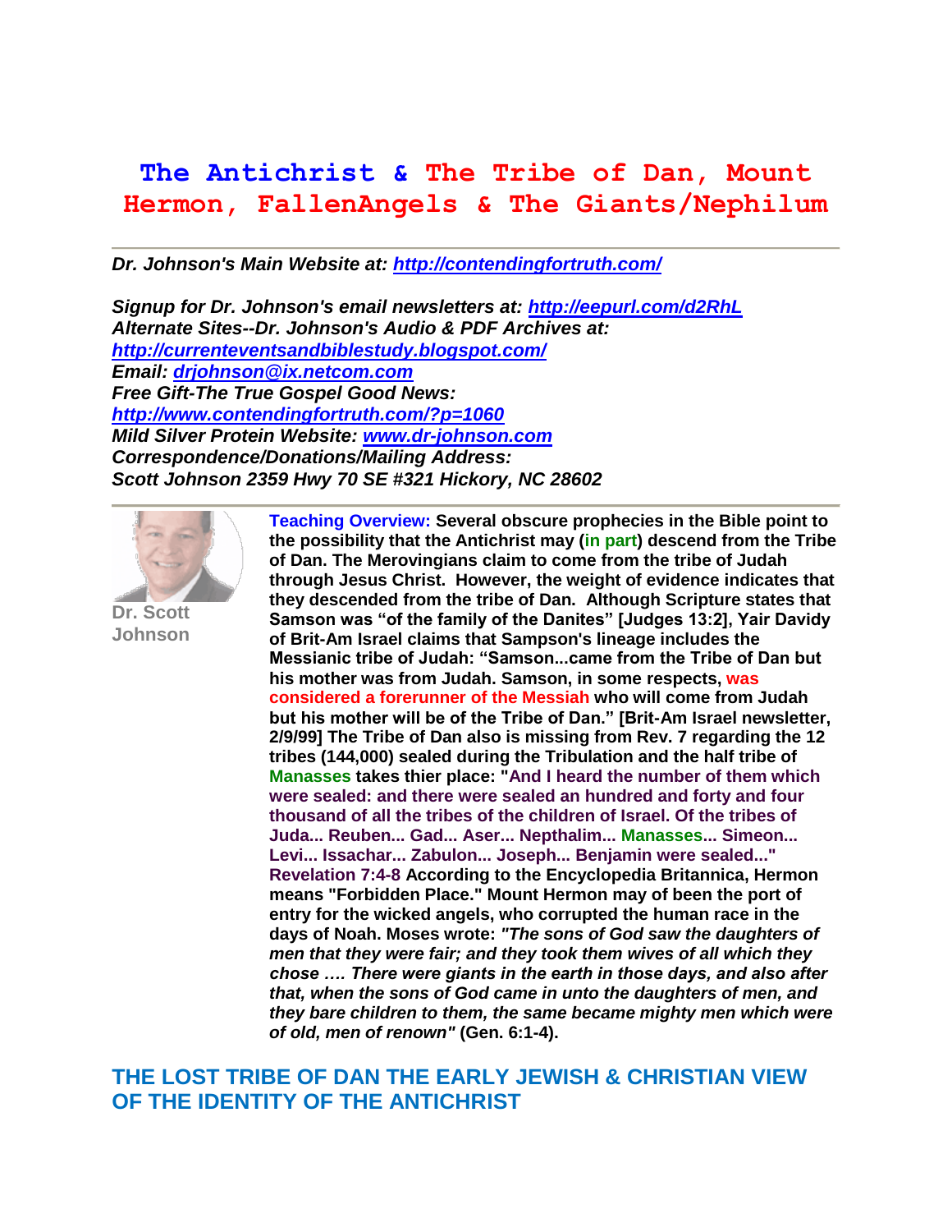# The Antichrist & The Tribe of Dan, Mount Hermon, FallenAngels & The Giants/Nephilum

---

***Dr. Johnson's Main Website at: [http://contendingfortruth.com/](http://contendingfortruth.com/)***

***Signup for Dr. Johnson's email newsletters at: [http://eepurl.com/d2RhL](http://eepurl.com/d2RhL)***
***Alternate Sites--Dr. Johnson's Audio & PDF Archives at:***
***[http://currenteventsandbiblestudy.blogspot.com/](http://currenteventsandbiblestudy.blogspot.com/)***
***Email: [drjohnson@ix.netcom.com](mailto:drjohnson@ix.netcom.com)***
***Free Gift-The True Gospel Good News:***
***[http://www.contendingfortruth.com/?p=1060](http://www.contendingfortruth.com/?p=1060)***
***Mild Silver Protein Website: [www.dr-johnson.com](http://www.dr-johnson.com)***
***Correspondence/Donations/Mailing Address:***
***Scott Johnson 2359 Hwy 70 SE #321 Hickory, NC 28602***

---

**Dr. Scott Johnson**

**Teaching Overview: Several obscure prophecies in the Bible point to the possibility that the Antichrist may (in part) descend from the Tribe of Dan. The Merovingians claim to come from the tribe of Judah through Jesus Christ. However, the weight of evidence indicates that they descended from the tribe of Dan. Although Scripture states that Samson was "of the family of the Danites" [Judges 13:2], Yair Davidy of Brit-Am Israel claims that Sampson's lineage includes the Messianic tribe of Judah: "Samson...came from the Tribe of Dan but his mother was from Judah. Samson, in some respects, was considered a forerunner of the Messiah who will come from Judah but his mother will be of the Tribe of Dan." [Brit-Am Israel newsletter, 2/9/99] The Tribe of Dan also is missing from Rev. 7 regarding the 12 tribes (144,000) sealed during the Tribulation and the half tribe of Manasses takes thier place: "And I heard the number of them which were sealed: and there were sealed an hundred and forty and four thousand of all the tribes of the children of Israel. Of the tribes of Juda... Reuben... Gad... Aser... Nepthalim... Manasses... Simeon... Levi... Issachar... Zabulon... Joseph... Benjamin were sealed..." Revelation 7:4-8 According to the Encyclopedia Britannica, Hermon means "Forbidden Place." Mount Hermon may of been the port of entry for the wicked angels, who corrupted the human race in the days of Noah. Moses wrote: *"The sons of God saw the daughters of men that they were fair; and they took them wives of all which they chose …. There were giants in the earth in those days, and also after that, when the sons of God came in unto the daughters of men, and they bare children to them, the same became mighty men which were of old, men of renown"* (Gen. 6:1-4).**

## THE LOST TRIBE OF DAN THE EARLY JEWISH & CHRISTIAN VIEW OF THE IDENTITY OF THE ANTICHRIST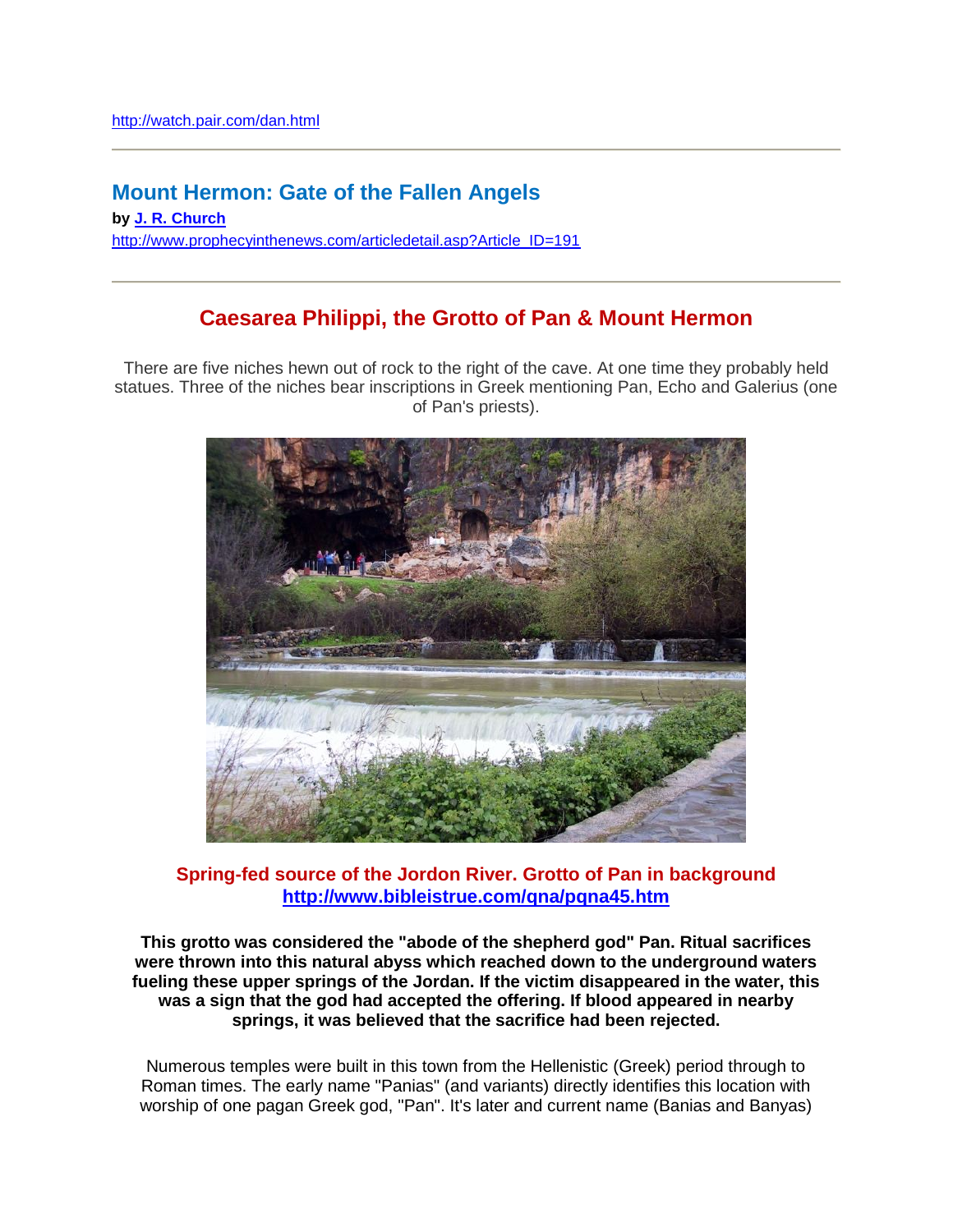http://watch.pair.com/dan.html

---

## Mount Hermon: Gate of the Fallen Angels

**by J. R. Church**
http://www.prophecyinthenews.com/articledetail.asp?Article_ID=191

---

## Caesarea Philippi, the Grotto of Pan & Mount Hermon

There are five niches hewn out of rock to the right of the cave. At one time they probably held statues. Three of the niches bear inscriptions in Greek mentioning Pan, Echo and Galerius (one of Pan's priests).

**Spring-fed source of the Jordon River. Grotto of Pan in background**
**http://www.bibleistrue.com/qna/pqna45.htm**

**This grotto was considered the "abode of the shepherd god" Pan. Ritual sacrifices were thrown into this natural abyss which reached down to the underground waters fueling these upper springs of the Jordan. If the victim disappeared in the water, this was a sign that the god had accepted the offering. If blood appeared in nearby springs, it was believed that the sacrifice had been rejected.**

Numerous temples were built in this town from the Hellenistic (Greek) period through to Roman times. The early name "Panias" (and variants) directly identifies this location with worship of one pagan Greek god, "Pan". It's later and current name (Banias and Banyas)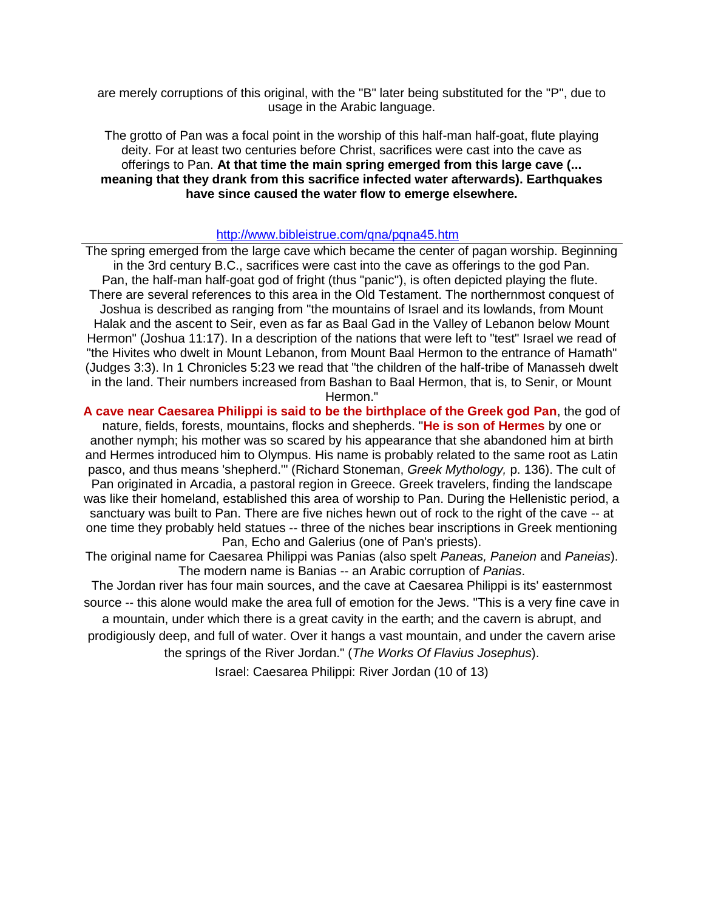are merely corruptions of this original, with the "B" later being substituted for the "P", due to usage in the Arabic language.

The grotto of Pan was a focal point in the worship of this half-man half-goat, flute playing deity. For at least two centuries before Christ, sacrifices were cast into the cave as offerings to Pan. **At that time the main spring emerged from this large cave (... meaning that they drank from this sacrifice infected water afterwards). Earthquakes have since caused the water flow to emerge elsewhere.**

http://www.bibleistrue.com/qna/pqna45.htm

---

The spring emerged from the large cave which became the center of pagan worship. Beginning in the 3rd century B.C., sacrifices were cast into the cave as offerings to the god Pan. Pan, the half-man half-goat god of fright (thus "panic"), is often depicted playing the flute. There are several references to this area in the Old Testament. The northernmost conquest of Joshua is described as ranging from "the mountains of Israel and its lowlands, from Mount Halak and the ascent to Seir, even as far as Baal Gad in the Valley of Lebanon below Mount Hermon" (Joshua 11:17). In a description of the nations that were left to "test" Israel we read of "the Hivites who dwelt in Mount Lebanon, from Mount Baal Hermon to the entrance of Hamath" (Judges 3:3). In 1 Chronicles 5:23 we read that "the children of the half-tribe of Manasseh dwelt in the land. Their numbers increased from Bashan to Baal Hermon, that is, to Senir, or Mount Hermon."

**A cave near Caesarea Philippi is said to be the birthplace of the Greek god Pan**, the god of nature, fields, forests, mountains, flocks and shepherds. "**He is son of Hermes** by one or another nymph; his mother was so scared by his appearance that she abandoned him at birth and Hermes introduced him to Olympus. His name is probably related to the same root as Latin pasco, and thus means 'shepherd.'" (Richard Stoneman, *Greek Mythology,* p. 136). The cult of Pan originated in Arcadia, a pastoral region in Greece. Greek travelers, finding the landscape was like their homeland, established this area of worship to Pan. During the Hellenistic period, a sanctuary was built to Pan. There are five niches hewn out of rock to the right of the cave -- at one time they probably held statues -- three of the niches bear inscriptions in Greek mentioning Pan, Echo and Galerius (one of Pan's priests).

The original name for Caesarea Philippi was Panias (also spelt *Paneas, Paneion* and *Paneias*). The modern name is Banias -- an Arabic corruption of *Panias*.

The Jordan river has four main sources, and the cave at Caesarea Philippi is its' easternmost source -- this alone would make the area full of emotion for the Jews. "This is a very fine cave in a mountain, under which there is a great cavity in the earth; and the cavern is abrupt, and prodigiously deep, and full of water. Over it hangs a vast mountain, and under the cavern arise the springs of the River Jordan." (*The Works Of Flavius Josephus*).

Israel: Caesarea Philippi: River Jordan (10 of 13)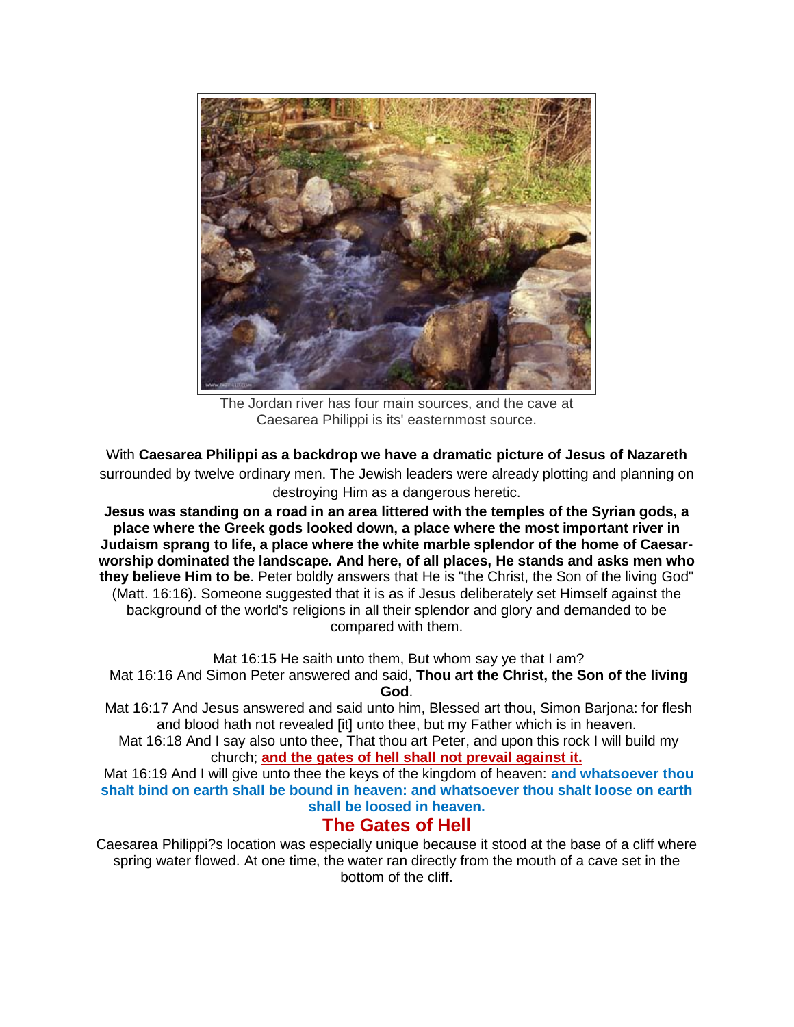The Jordan river has four main sources, and the cave at Caesarea Philippi is its' easternmost source.

With **Caesarea Philippi as a backdrop we have a dramatic picture of Jesus of Nazareth** surrounded by twelve ordinary men. The Jewish leaders were already plotting and planning on destroying Him as a dangerous heretic.

**Jesus was standing on a road in an area littered with the temples of the Syrian gods, a place where the Greek gods looked down, a place where the most important river in Judaism sprang to life, a place where the white marble splendor of the home of Caesar-worship dominated the landscape. And here, of all places, He stands and asks men who they believe Him to be**. Peter boldly answers that He is "the Christ, the Son of the living God" (Matt. 16:16). Someone suggested that it is as if Jesus deliberately set Himself against the background of the world's religions in all their splendor and glory and demanded to be compared with them.

Mat 16:15 He saith unto them, But whom say ye that I am?

Mat 16:16 And Simon Peter answered and said, **Thou art the Christ, the Son of the living God**.

Mat 16:17 And Jesus answered and said unto him, Blessed art thou, Simon Barjona: for flesh and blood hath not revealed [it] unto thee, but my Father which is in heaven.

Mat 16:18 And I say also unto thee, That thou art Peter, and upon this rock I will build my church; **and the gates of hell shall not prevail against it.**

Mat 16:19 And I will give unto thee the keys of the kingdom of heaven: **and whatsoever thou shalt bind on earth shall be bound in heaven: and whatsoever thou shalt loose on earth shall be loosed in heaven.**

## The Gates of Hell

Caesarea Philippi?s location was especially unique because it stood at the base of a cliff where spring water flowed. At one time, the water ran directly from the mouth of a cave set in the bottom of the cliff.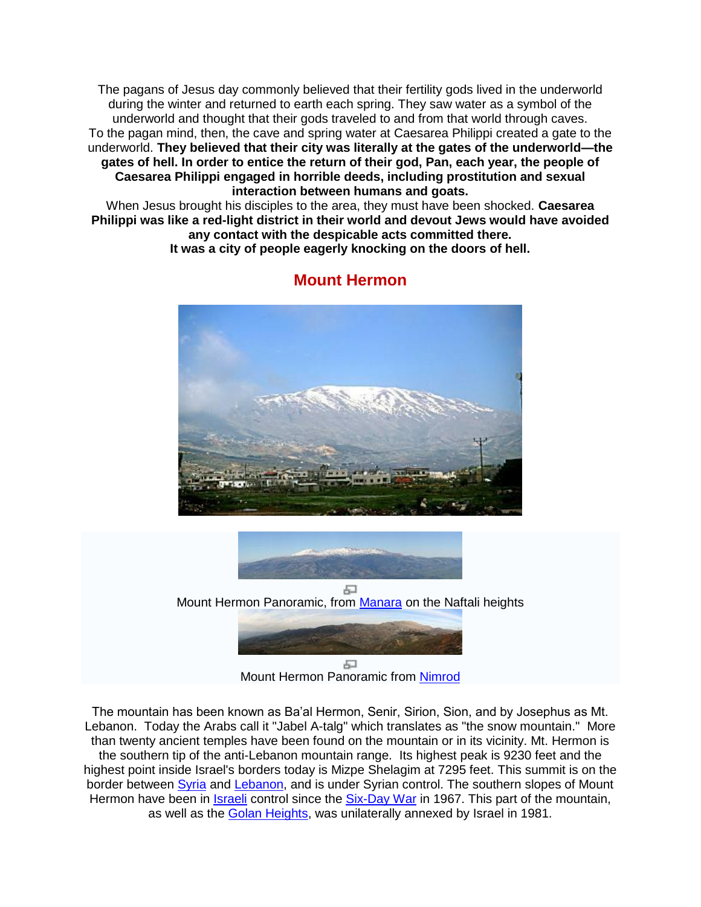The pagans of Jesus day commonly believed that their fertility gods lived in the underworld during the winter and returned to earth each spring. They saw water as a symbol of the underworld and thought that their gods traveled to and from that world through caves.
To the pagan mind, then, the cave and spring water at Caesarea Philippi created a gate to the underworld. **They believed that their city was literally at the gates of the underworld—the gates of hell. In order to entice the return of their god, Pan, each year, the people of Caesarea Philippi engaged in horrible deeds, including prostitution and sexual interaction between humans and goats.**
When Jesus brought his disciples to the area, they must have been shocked. **Caesarea Philippi was like a red-light district in their world and devout Jews would have avoided any contact with the despicable acts committed there.**
**It was a city of people eagerly knocking on the doors of hell.**

## Mount Hermon

Mount Hermon Panoramic, from Manara on the Naftali heights

Mount Hermon Panoramic from Nimrod

The mountain has been known as Ba'al Hermon, Senir, Sirion, Sion, and by Josephus as Mt. Lebanon. Today the Arabs call it "Jabel A-talg" which translates as "the snow mountain." More than twenty ancient temples have been found on the mountain or in its vicinity. Mt. Hermon is the southern tip of the anti-Lebanon mountain range. Its highest peak is 9230 feet and the highest point inside Israel's borders today is Mizpe Shelagim at 7295 feet. This summit is on the border between Syria and Lebanon, and is under Syrian control. The southern slopes of Mount Hermon have been in Israeli control since the Six-Day War in 1967. This part of the mountain, as well as the Golan Heights, was unilaterally annexed by Israel in 1981.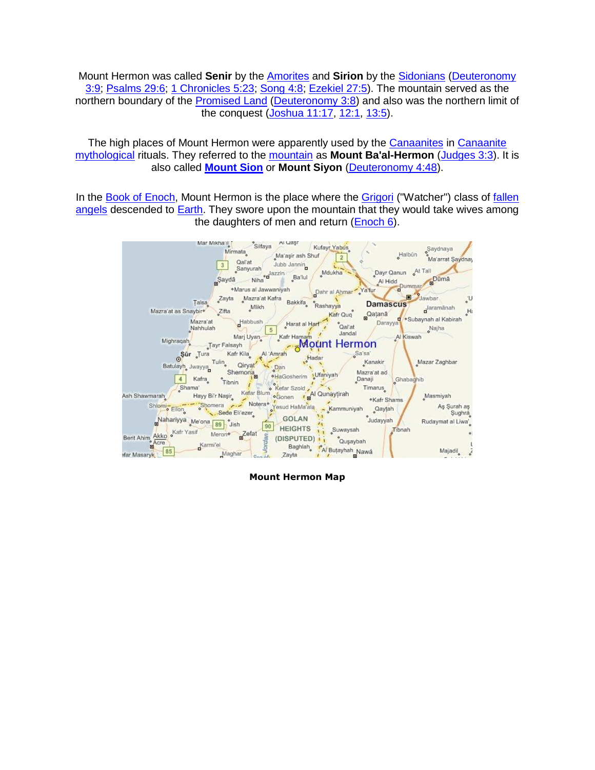Mount Hermon was called **Senir** by the Amorites and **Sirion** by the Sidonians (Deuteronomy 3:9; Psalms 29:6; 1 Chronicles 5:23; Song 4:8; Ezekiel 27:5). The mountain served as the northern boundary of the Promised Land (Deuteronomy 3:8) and also was the northern limit of the conquest (Joshua 11:17, 12:1, 13:5).

The high places of Mount Hermon were apparently used by the Canaanites in Canaanite mythological rituals. They referred to the mountain as **Mount Ba'al-Hermon** (Judges 3:3). It is also called **Mount Sion** or **Mount Siyon** (Deuteronomy 4:48).

In the Book of Enoch, Mount Hermon is the place where the Grigori ("Watcher") class of fallen angels descended to Earth. They swore upon the mountain that they would take wives among the daughters of men and return (Enoch 6).

**Mount Hermon Map**